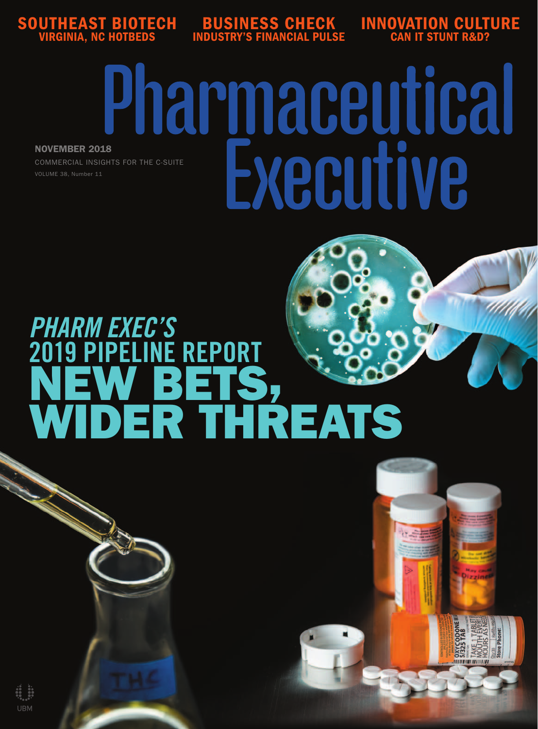**SOUTHEAST BIOTECH**
VIRGINIA, NC HOTBEDS

**BUSINESS CHECK**
INDUSTRY'S FINANCIAL PULSE

**INNOVATION CULTURE**
CAN IT STUNT R&D?

# Pharmaceutical Executive

**NOVEMBER 2018**

COMMERCIAL INSIGHTS FOR THE C-SUITE

VOLUME 38, Number 11

## *PHARM EXEC'S* 2019 PIPELINE REPORT

# NEW BETS, WIDER THREATS

UBM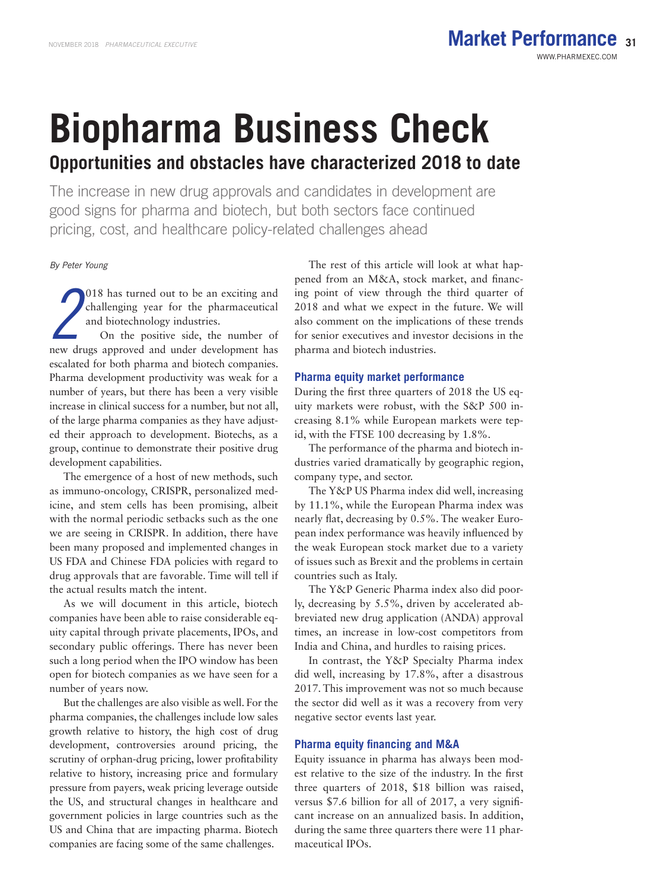# Biopharma Business Check

## Opportunities and obstacles have characterized 2018 to date

The increase in new drug approvals and candidates in development are good signs for pharma and biotech, but both sectors face continued pricing, cost, and healthcare policy-related challenges ahead

*By Peter Young*

2018 has turned out to be an exciting and challenging year for the pharmaceutical and biotechnology industries.

On the positive side, the number of new drugs approved and under development has escalated for both pharma and biotech companies. Pharma development productivity was weak for a number of years, but there has been a very visible increase in clinical success for a number, but not all, of the large pharma companies as they have adjusted their approach to development. Biotechs, as a group, continue to demonstrate their positive drug development capabilities.

The emergence of a host of new methods, such as immuno-oncology, CRISPR, personalized medicine, and stem cells has been promising, albeit with the normal periodic setbacks such as the one we are seeing in CRISPR. In addition, there have been many proposed and implemented changes in US FDA and Chinese FDA policies with regard to drug approvals that are favorable. Time will tell if the actual results match the intent.

As we will document in this article, biotech companies have been able to raise considerable equity capital through private placements, IPOs, and secondary public offerings. There has never been such a long period when the IPO window has been open for biotech companies as we have seen for a number of years now.

But the challenges are also visible as well. For the pharma companies, the challenges include low sales growth relative to history, the high cost of drug development, controversies around pricing, the scrutiny of orphan-drug pricing, lower profitability relative to history, increasing price and formulary pressure from payers, weak pricing leverage outside the US, and structural changes in healthcare and government policies in large countries such as the US and China that are impacting pharma. Biotech companies are facing some of the same challenges.

The rest of this article will look at what happened from an M&A, stock market, and financing point of view through the third quarter of 2018 and what we expect in the future. We will also comment on the implications of these trends for senior executives and investor decisions in the pharma and biotech industries.

### Pharma equity market performance

During the first three quarters of 2018 the US equity markets were robust, with the S&P 500 increasing 8.1% while European markets were tepid, with the FTSE 100 decreasing by 1.8%.

The performance of the pharma and biotech industries varied dramatically by geographic region, company type, and sector.

The Y&P US Pharma index did well, increasing by 11.1%, while the European Pharma index was nearly flat, decreasing by 0.5%. The weaker European index performance was heavily influenced by the weak European stock market due to a variety of issues such as Brexit and the problems in certain countries such as Italy.

The Y&P Generic Pharma index also did poorly, decreasing by 5.5%, driven by accelerated abbreviated new drug application (ANDA) approval times, an increase in low-cost competitors from India and China, and hurdles to raising prices.

In contrast, the Y&P Specialty Pharma index did well, increasing by 17.8%, after a disastrous 2017. This improvement was not so much because the sector did well as it was a recovery from very negative sector events last year.

### Pharma equity financing and M&A

Equity issuance in pharma has always been modest relative to the size of the industry. In the first three quarters of 2018, $18 billion was raised, versus $7.6 billion for all of 2017, a very significant increase on an annualized basis. In addition, during the same three quarters there were 11 pharmaceutical IPOs.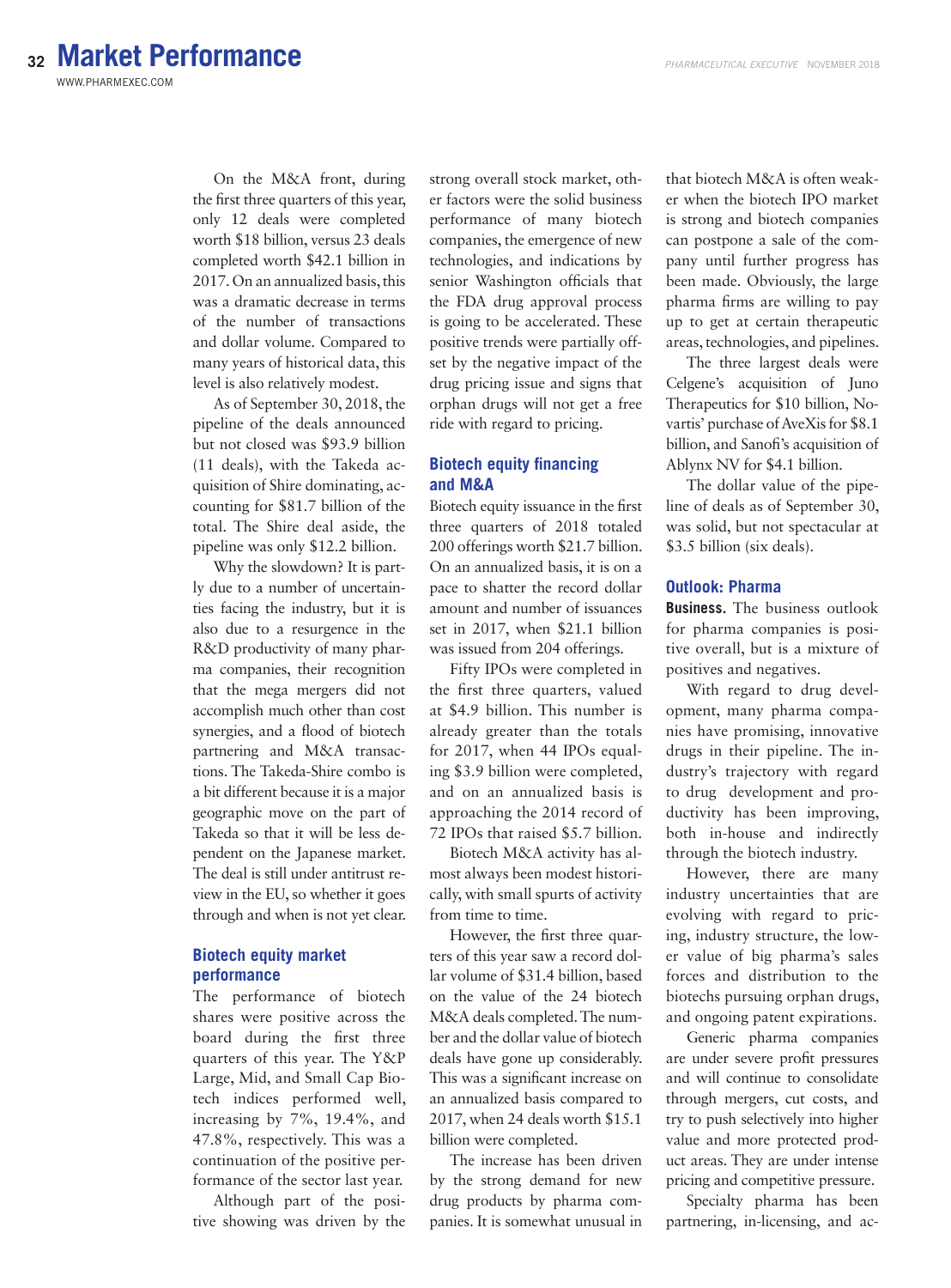On the M&A front, during the first three quarters of this year, only 12 deals were completed worth $18 billion, versus 23 deals completed worth $42.1 billion in 2017. On an annualized basis, this was a dramatic decrease in terms of the number of transactions and dollar volume. Compared to many years of historical data, this level is also relatively modest.

As of September 30, 2018, the pipeline of the deals announced but not closed was $93.9 billion (11 deals), with the Takeda acquisition of Shire dominating, accounting for $81.7 billion of the total. The Shire deal aside, the pipeline was only $12.2 billion.

Why the slowdown? It is partly due to a number of uncertainties facing the industry, but it is also due to a resurgence in the R&D productivity of many pharma companies, their recognition that the mega mergers did not accomplish much other than cost synergies, and a flood of biotech partnering and M&A transactions. The Takeda-Shire combo is a bit different because it is a major geographic move on the part of Takeda so that it will be less dependent on the Japanese market. The deal is still under antitrust review in the EU, so whether it goes through and when is not yet clear.

## Biotech equity market performance

The performance of biotech shares were positive across the board during the first three quarters of this year. The Y&P Large, Mid, and Small Cap Biotech indices performed well, increasing by 7%, 19.4%, and 47.8%, respectively. This was a continuation of the positive performance of the sector last year.

Although part of the positive showing was driven by the strong overall stock market, other factors were the solid business performance of many biotech companies, the emergence of new technologies, and indications by senior Washington officials that the FDA drug approval process is going to be accelerated. These positive trends were partially offset by the negative impact of the drug pricing issue and signs that orphan drugs will not get a free ride with regard to pricing.

## Biotech equity financing and M&A

Biotech equity issuance in the first three quarters of 2018 totaled 200 offerings worth $21.7 billion. On an annualized basis, it is on a pace to shatter the record dollar amount and number of issuances set in 2017, when $21.1 billion was issued from 204 offerings.

Fifty IPOs were completed in the first three quarters, valued at $4.9 billion. This number is already greater than the totals for 2017, when 44 IPOs equaling $3.9 billion were completed, and on an annualized basis is approaching the 2014 record of 72 IPOs that raised $5.7 billion.

Biotech M&A activity has almost always been modest historically, with small spurts of activity from time to time.

However, the first three quarters of this year saw a record dollar volume of $31.4 billion, based on the value of the 24 biotech M&A deals completed. The number and the dollar value of biotech deals have gone up considerably. This was a significant increase on an annualized basis compared to 2017, when 24 deals worth $15.1 billion were completed.

The increase has been driven by the strong demand for new drug products by pharma companies. It is somewhat unusual in that biotech M&A is often weaker when the biotech IPO market is strong and biotech companies can postpone a sale of the company until further progress has been made. Obviously, the large pharma firms are willing to pay up to get at certain therapeutic areas, technologies, and pipelines.

The three largest deals were Celgene's acquisition of Juno Therapeutics for $10 billion, Novartis' purchase of AveXis for $8.1 billion, and Sanofi's acquisition of Ablynx NV for $4.1 billion.

The dollar value of the pipeline of deals as of September 30, was solid, but not spectacular at $3.5 billion (six deals).

## Outlook: Pharma

**Business.** The business outlook for pharma companies is positive overall, but is a mixture of positives and negatives.

With regard to drug development, many pharma companies have promising, innovative drugs in their pipeline. The industry's trajectory with regard to drug development and productivity has been improving, both in-house and indirectly through the biotech industry.

However, there are many industry uncertainties that are evolving with regard to pricing, industry structure, the lower value of big pharma's sales forces and distribution to the biotechs pursuing orphan drugs, and ongoing patent expirations.

Generic pharma companies are under severe profit pressures and will continue to consolidate through mergers, cut costs, and try to push selectively into higher value and more protected product areas. They are under intense pricing and competitive pressure.

Specialty pharma has been partnering, in-licensing, and ac-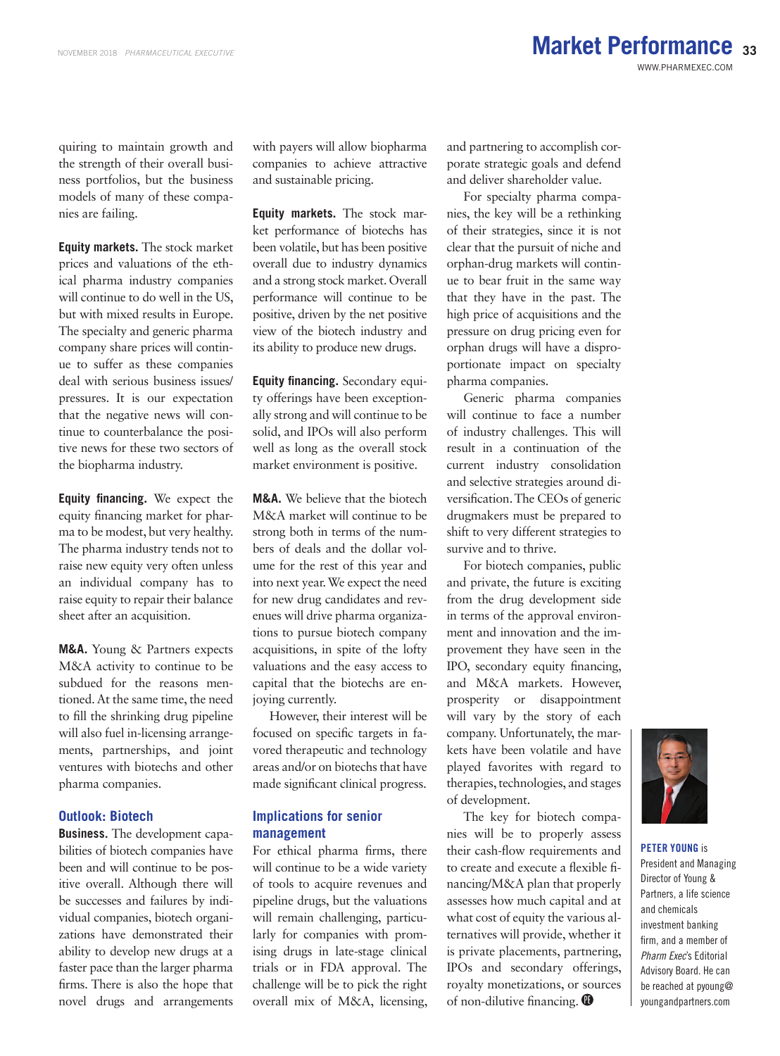quiring to maintain growth and the strength of their overall business portfolios, but the business models of many of these companies are failing.

**Equity markets.** The stock market prices and valuations of the ethical pharma industry companies will continue to do well in the US, but with mixed results in Europe. The specialty and generic pharma company share prices will continue to suffer as these companies deal with serious business issues/pressures. It is our expectation that the negative news will continue to counterbalance the positive news for these two sectors of the biopharma industry.

**Equity financing.** We expect the equity financing market for pharma to be modest, but very healthy. The pharma industry tends not to raise new equity very often unless an individual company has to raise equity to repair their balance sheet after an acquisition.

**M&A.** Young & Partners expects M&A activity to continue to be subdued for the reasons mentioned. At the same time, the need to fill the shrinking drug pipeline will also fuel in-licensing arrangements, partnerships, and joint ventures with biotechs and other pharma companies.

## Outlook: Biotech

**Business.** The development capabilities of biotech companies have been and will continue to be positive overall. Although there will be successes and failures by individual companies, biotech organizations have demonstrated their ability to develop new drugs at a faster pace than the larger pharma firms. There is also the hope that novel drugs and arrangements with payers will allow biopharma companies to achieve attractive and sustainable pricing.

**Equity markets.** The stock market performance of biotechs has been volatile, but has been positive overall due to industry dynamics and a strong stock market. Overall performance will continue to be positive, driven by the net positive view of the biotech industry and its ability to produce new drugs.

**Equity financing.** Secondary equity offerings have been exceptionally strong and will continue to be solid, and IPOs will also perform well as long as the overall stock market environment is positive.

**M&A.** We believe that the biotech M&A market will continue to be strong both in terms of the numbers of deals and the dollar volume for the rest of this year and into next year. We expect the need for new drug candidates and revenues will drive pharma organizations to pursue biotech company acquisitions, in spite of the lofty valuations and the easy access to capital that the biotechs are enjoying currently.

However, their interest will be focused on specific targets in favored therapeutic and technology areas and/or on biotechs that have made significant clinical progress.

## Implications for senior management

For ethical pharma firms, there will continue to be a wide variety of tools to acquire revenues and pipeline drugs, but the valuations will remain challenging, particularly for companies with promising drugs in late-stage clinical trials or in FDA approval. The challenge will be to pick the right overall mix of M&A, licensing, and partnering to accomplish corporate strategic goals and defend and deliver shareholder value.

For specialty pharma companies, the key will be a rethinking of their strategies, since it is not clear that the pursuit of niche and orphan-drug markets will continue to bear fruit in the same way that they have in the past. The high price of acquisitions and the pressure on drug pricing even for orphan drugs will have a disproportionate impact on specialty pharma companies.

Generic pharma companies will continue to face a number of industry challenges. This will result in a continuation of the current industry consolidation and selective strategies around diversification. The CEOs of generic drugmakers must be prepared to shift to very different strategies to survive and to thrive.

For biotech companies, public and private, the future is exciting from the drug development side in terms of the approval environment and innovation and the improvement they have seen in the IPO, secondary equity financing, and M&A markets. However, prosperity or disappointment will vary by the story of each company. Unfortunately, the markets have been volatile and have played favorites with regard to therapies, technologies, and stages of development.

The key for biotech companies will be to properly assess their cash-flow requirements and to create and execute a flexible financing/M&A plan that properly assesses how much capital and at what cost of equity the various alternatives will provide, whether it is private placements, partnering, IPOs and secondary offerings, royalty monetizations, or sources of non-dilutive financing.

**PETER YOUNG** is President and Managing Director of Young & Partners, a life science and chemicals investment banking firm, and a member of *Pharm Exec*'s Editorial Advisory Board. He can be reached at pyoung@youngandpartners.com